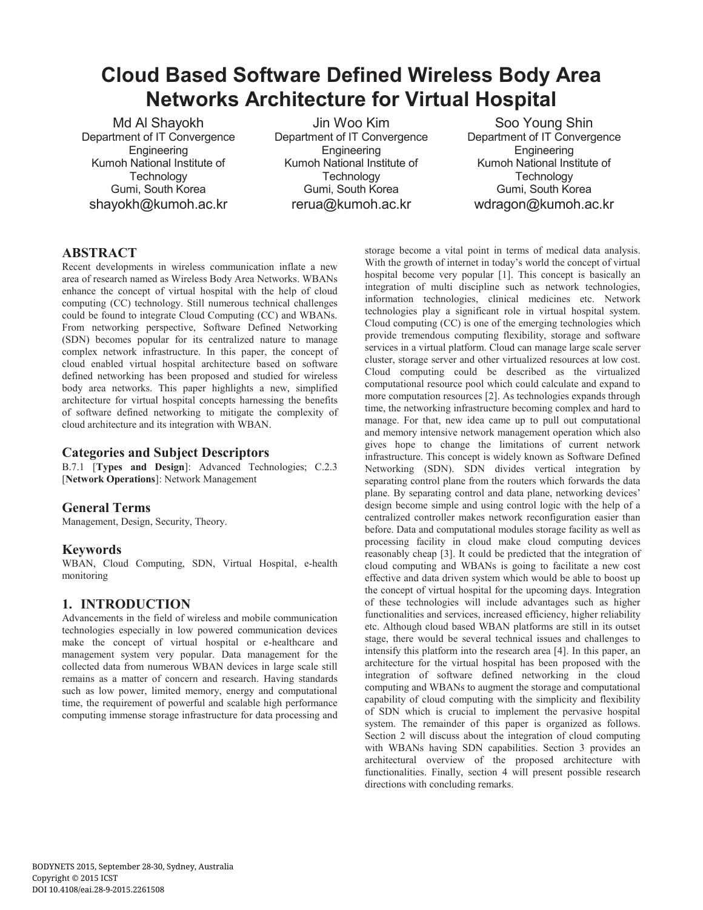# Cloud Based Software Defined Wireless Body Area Networks Architecture for Virtual Hospital

Md Al Shayokh
Department of IT Convergence Engineering
Kumoh National Institute of Technology
Gumi, South Korea
shayokh@kumoh.ac.kr

Jin Woo Kim
Department of IT Convergence Engineering
Kumoh National Institute of Technology
Gumi, South Korea
rerua@kumoh.ac.kr

Soo Young Shin
Department of IT Convergence Engineering
Kumoh National Institute of Technology
Gumi, South Korea
wdragon@kumoh.ac.kr

## ABSTRACT

Recent developments in wireless communication inflate a new area of research named as Wireless Body Area Networks. WBANs enhance the concept of virtual hospital with the help of cloud computing (CC) technology. Still numerous technical challenges could be found to integrate Cloud Computing (CC) and WBANs. From networking perspective, Software Defined Networking (SDN) becomes popular for its centralized nature to manage complex network infrastructure. In this paper, the concept of cloud enabled virtual hospital architecture based on software defined networking has been proposed and studied for wireless body area networks. This paper highlights a new, simplified architecture for virtual hospital concepts harnessing the benefits of software defined networking to mitigate the complexity of cloud architecture and its integration with WBAN.

### Categories and Subject Descriptors

B.7.1 [**Types and Design**]: Advanced Technologies; C.2.3 [**Network Operations**]: Network Management

### General Terms

Management, Design, Security, Theory.

### Keywords

WBAN, Cloud Computing, SDN, Virtual Hospital, e-health monitoring

## 1. INTRODUCTION

Advancements in the field of wireless and mobile communication technologies especially in low powered communication devices make the concept of virtual hospital or e-healthcare and management system very popular. Data management for the collected data from numerous WBAN devices in large scale still remains as a matter of concern and research. Having standards such as low power, limited memory, energy and computational time, the requirement of powerful and scalable high performance computing immense storage infrastructure for data processing and storage become a vital point in terms of medical data analysis. With the growth of internet in today's world the concept of virtual hospital become very popular [1]. This concept is basically an integration of multi discipline such as network technologies, information technologies, clinical medicines etc. Network technologies play a significant role in virtual hospital system. Cloud computing (CC) is one of the emerging technologies which provide tremendous computing flexibility, storage and software services in a virtual platform. Cloud can manage large scale server cluster, storage server and other virtualized resources at low cost. Cloud computing could be described as the virtualized computational resource pool which could calculate and expand to more computation resources [2]. As technologies expands through time, the networking infrastructure becoming complex and hard to manage. For that, new idea came up to pull out computational and memory intensive network management operation which also gives hope to change the limitations of current network infrastructure. This concept is widely known as Software Defined Networking (SDN). SDN divides vertical integration by separating control plane from the routers which forwards the data plane. By separating control and data plane, networking devices' design become simple and using control logic with the help of a centralized controller makes network reconfiguration easier than before. Data and computational modules storage facility as well as processing facility in cloud make cloud computing devices reasonably cheap [3]. It could be predicted that the integration of cloud computing and WBANs is going to facilitate a new cost effective and data driven system which would be able to boost up the concept of virtual hospital for the upcoming days. Integration of these technologies will include advantages such as higher functionalities and services, increased efficiency, higher reliability etc. Although cloud based WBAN platforms are still in its outset stage, there would be several technical issues and challenges to intensify this platform into the research area [4]. In this paper, an architecture for the virtual hospital has been proposed with the integration of software defined networking in the cloud computing and WBANs to augment the storage and computational capability of cloud computing with the simplicity and flexibility of SDN which is crucial to implement the pervasive hospital system. The remainder of this paper is organized as follows. Section 2 will discuss about the integration of cloud computing with WBANs having SDN capabilities. Section 3 provides an architectural overview of the proposed architecture with functionalities. Finally, section 4 will present possible research directions with concluding remarks.

BODYNETS 2015, September 28-30, Sydney, Australia
Copyright © 2015 ICST
DOI 10.4108/eai.28-9-2015.2261508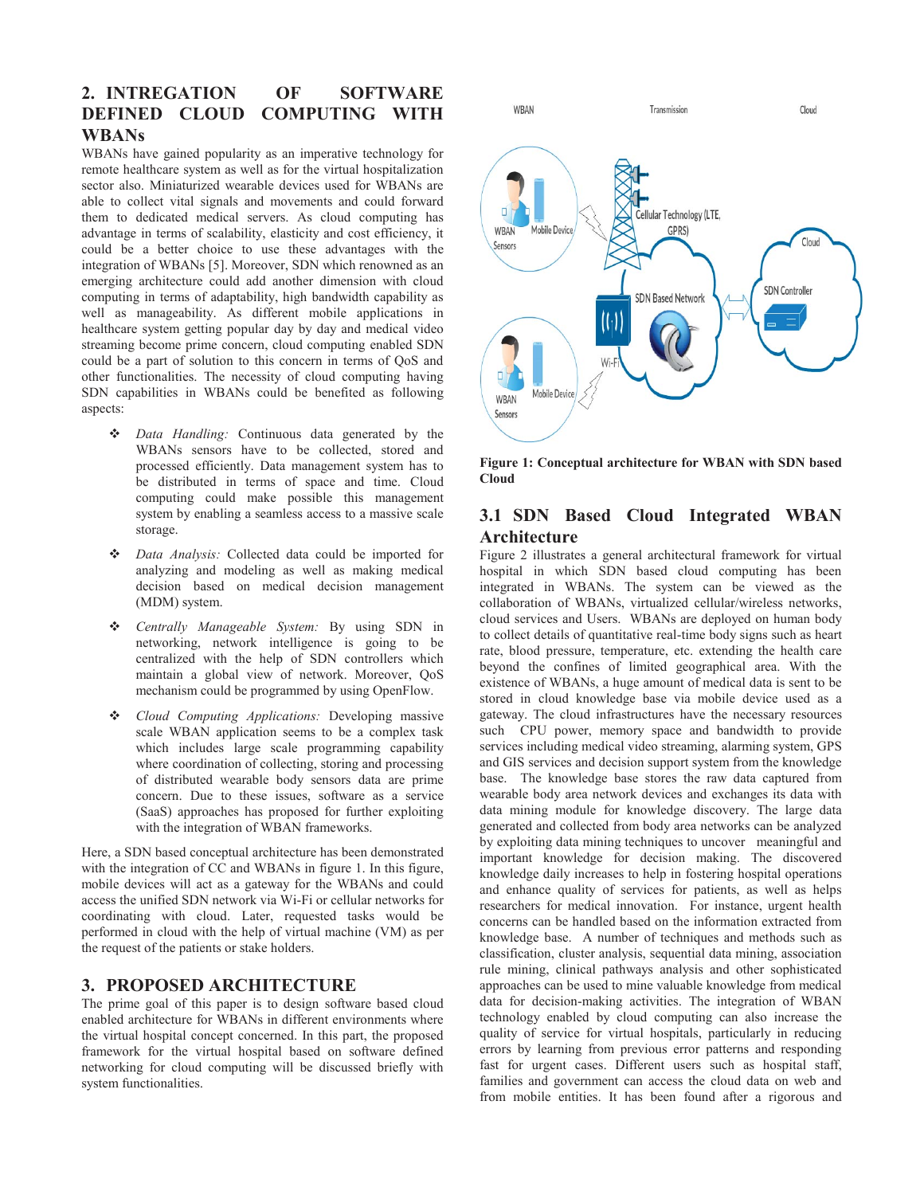## 2. INTREGATION OF SOFTWARE DEFINED CLOUD COMPUTING WITH WBANs

WBANs have gained popularity as an imperative technology for remote healthcare system as well as for the virtual hospitalization sector also. Miniaturized wearable devices used for WBANs are able to collect vital signals and movements and could forward them to dedicated medical servers. As cloud computing has advantage in terms of scalability, elasticity and cost efficiency, it could be a better choice to use these advantages with the integration of WBANs [5]. Moreover, SDN which renowned as an emerging architecture could add another dimension with cloud computing in terms of adaptability, high bandwidth capability as well as manageability. As different mobile applications in healthcare system getting popular day by day and medical video streaming become prime concern, cloud computing enabled SDN could be a part of solution to this concern in terms of QoS and other functionalities. The necessity of cloud computing having SDN capabilities in WBANs could be benefited as following aspects:

- *Data Handling:* Continuous data generated by the WBANs sensors have to be collected, stored and processed efficiently. Data management system has to be distributed in terms of space and time. Cloud computing could make possible this management system by enabling a seamless access to a massive scale storage.
- *Data Analysis:* Collected data could be imported for analyzing and modeling as well as making medical decision based on medical decision management (MDM) system.
- *Centrally Manageable System:* By using SDN in networking, network intelligence is going to be centralized with the help of SDN controllers which maintain a global view of network. Moreover, QoS mechanism could be programmed by using OpenFlow.
- *Cloud Computing Applications:* Developing massive scale WBAN application seems to be a complex task which includes large scale programming capability where coordination of collecting, storing and processing of distributed wearable body sensors data are prime concern. Due to these issues, software as a service (SaaS) approaches has proposed for further exploiting with the integration of WBAN frameworks.

Here, a SDN based conceptual architecture has been demonstrated with the integration of CC and WBANs in figure 1. In this figure, mobile devices will act as a gateway for the WBANs and could access the unified SDN network via Wi-Fi or cellular networks for coordinating with cloud. Later, requested tasks would be performed in cloud with the help of virtual machine (VM) as per the request of the patients or stake holders.

**Figure 1: Conceptual architecture for WBAN with SDN based Cloud**

## 3. PROPOSED ARCHITECTURE

The prime goal of this paper is to design software based cloud enabled architecture for WBANs in different environments where the virtual hospital concept concerned. In this part, the proposed framework for the virtual hospital based on software defined networking for cloud computing will be discussed briefly with system functionalities.

### 3.1 SDN Based Cloud Integrated WBAN Architecture

Figure 2 illustrates a general architectural framework for virtual hospital in which SDN based cloud computing has been integrated in WBANs. The system can be viewed as the collaboration of WBANs, virtualized cellular/wireless networks, cloud services and Users. WBANs are deployed on human body to collect details of quantitative real-time body signs such as heart rate, blood pressure, temperature, etc. extending the health care beyond the confines of limited geographical area. With the existence of WBANs, a huge amount of medical data is sent to be stored in cloud knowledge base via mobile device used as a gateway. The cloud infrastructures have the necessary resources such CPU power, memory space and bandwidth to provide services including medical video streaming, alarming system, GPS and GIS services and decision support system from the knowledge base. The knowledge base stores the raw data captured from wearable body area network devices and exchanges its data with data mining module for knowledge discovery. The large data generated and collected from body area networks can be analyzed by exploiting data mining techniques to uncover meaningful and important knowledge for decision making. The discovered knowledge daily increases to help in fostering hospital operations and enhance quality of services for patients, as well as helps researchers for medical innovation. For instance, urgent health concerns can be handled based on the information extracted from knowledge base. A number of techniques and methods such as classification, cluster analysis, sequential data mining, association rule mining, clinical pathways analysis and other sophisticated approaches can be used to mine valuable knowledge from medical data for decision-making activities. The integration of WBAN technology enabled by cloud computing can also increase the quality of service for virtual hospitals, particularly in reducing errors by learning from previous error patterns and responding fast for urgent cases. Different users such as hospital staff, families and government can access the cloud data on web and from mobile entities. It has been found after a rigorous and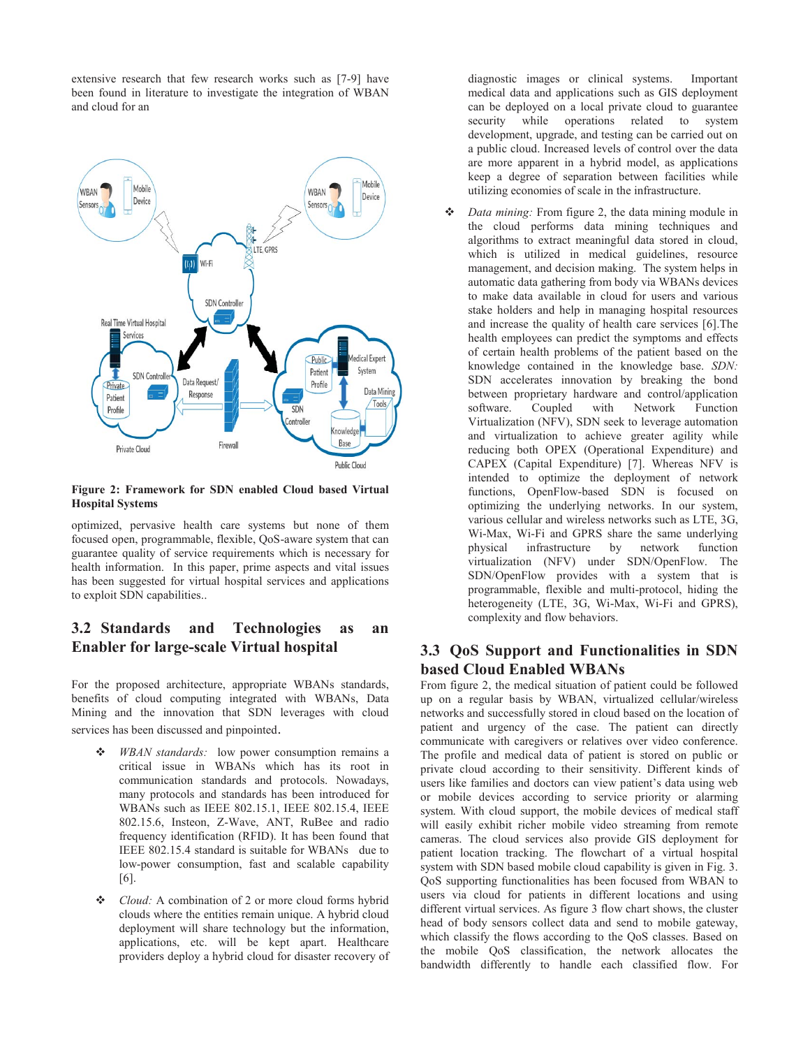extensive research that few research works such as [7-9] have been found in literature to investigate the integration of WBAN and cloud for an

Figure 2: Framework for SDN enabled Cloud based Virtual Hospital Systems

optimized, pervasive health care systems but none of them focused open, programmable, flexible, QoS-aware system that can guarantee quality of service requirements which is necessary for health information. In this paper, prime aspects and vital issues has been suggested for virtual hospital services and applications to exploit SDN capabilities..

## 3.2 Standards and Technologies as an Enabler for large-scale Virtual hospital

For the proposed architecture, appropriate WBANs standards, benefits of cloud computing integrated with WBANs, Data Mining and the innovation that SDN leverages with cloud services has been discussed and pinpointed.

- *WBAN standards:* low power consumption remains a critical issue in WBANs which has its root in communication standards and protocols. Nowadays, many protocols and standards has been introduced for WBANs such as IEEE 802.15.1, IEEE 802.15.4, IEEE 802.15.6, Insteon, Z-Wave, ANT, RuBee and radio frequency identification (RFID). It has been found that IEEE 802.15.4 standard is suitable for WBANs due to low-power consumption, fast and scalable capability [6].
- *Cloud:* A combination of 2 or more cloud forms hybrid clouds where the entities remain unique. A hybrid cloud deployment will share technology but the information, applications, etc. will be kept apart. Healthcare providers deploy a hybrid cloud for disaster recovery of diagnostic images or clinical systems. Important medical data and applications such as GIS deployment can be deployed on a local private cloud to guarantee security while operations related to system development, upgrade, and testing can be carried out on a public cloud. Increased levels of control over the data are more apparent in a hybrid model, as applications keep a degree of separation between facilities while utilizing economies of scale in the infrastructure.
- *Data mining:* From figure 2, the data mining module in the cloud performs data mining techniques and algorithms to extract meaningful data stored in cloud, which is utilized in medical guidelines, resource management, and decision making. The system helps in automatic data gathering from body via WBANs devices to make data available in cloud for users and various stake holders and help in managing hospital resources and increase the quality of health care services [6].The health employees can predict the symptoms and effects of certain health problems of the patient based on the knowledge contained in the knowledge base. *SDN:* SDN accelerates innovation by breaking the bond between proprietary hardware and control/application software. Coupled with Network Function Virtualization (NFV), SDN seek to leverage automation and virtualization to achieve greater agility while reducing both OPEX (Operational Expenditure) and CAPEX (Capital Expenditure) [7]. Whereas NFV is intended to optimize the deployment of network functions, OpenFlow-based SDN is focused on optimizing the underlying networks. In our system, various cellular and wireless networks such as LTE, 3G, Wi-Max, Wi-Fi and GPRS share the same underlying physical infrastructure by network function virtualization (NFV) under SDN/OpenFlow. The SDN/OpenFlow provides with a system that is programmable, flexible and multi-protocol, hiding the heterogeneity (LTE, 3G, Wi-Max, Wi-Fi and GPRS), complexity and flow behaviors.

## 3.3 QoS Support and Functionalities in SDN based Cloud Enabled WBANs

From figure 2, the medical situation of patient could be followed up on a regular basis by WBAN, virtualized cellular/wireless networks and successfully stored in cloud based on the location of patient and urgency of the case. The patient can directly communicate with caregivers or relatives over video conference. The profile and medical data of patient is stored on public or private cloud according to their sensitivity. Different kinds of users like families and doctors can view patient's data using web or mobile devices according to service priority or alarming system. With cloud support, the mobile devices of medical staff will easily exhibit richer mobile video streaming from remote cameras. The cloud services also provide GIS deployment for patient location tracking. The flowchart of a virtual hospital system with SDN based mobile cloud capability is given in Fig. 3. QoS supporting functionalities has been focused from WBAN to users via cloud for patients in different locations and using different virtual services. As figure 3 flow chart shows, the cluster head of body sensors collect data and send to mobile gateway, which classify the flows according to the QoS classes. Based on the mobile QoS classification, the network allocates the bandwidth differently to handle each classified flow. For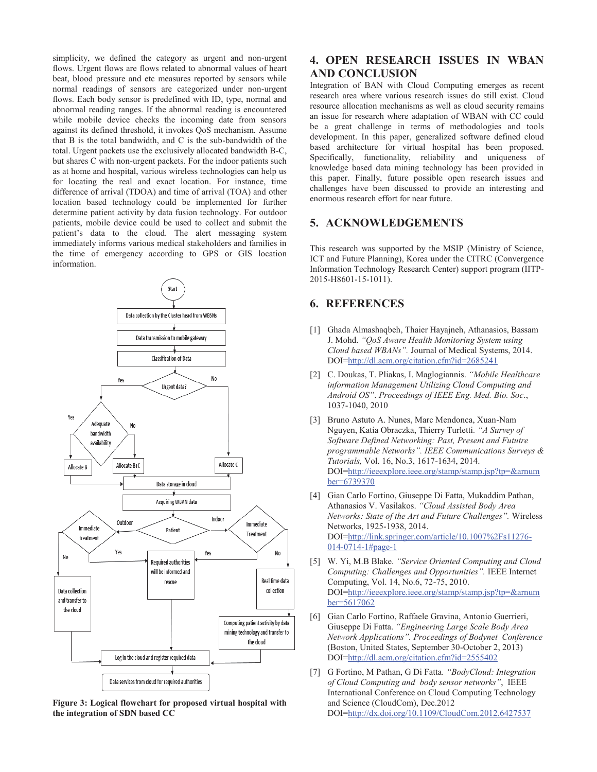simplicity, we defined the category as urgent and non-urgent flows. Urgent flows are flows related to abnormal values of heart beat, blood pressure and etc measures reported by sensors while normal readings of sensors are categorized under non-urgent flows. Each body sensor is predefined with ID, type, normal and abnormal reading ranges. If the abnormal reading is encountered while mobile device checks the incoming date from sensors against its defined threshold, it invokes QoS mechanism. Assume that B is the total bandwidth, and C is the sub-bandwidth of the total. Urgent packets use the exclusively allocated bandwidth B-C, but shares C with non-urgent packets. For the indoor patients such as at home and hospital, various wireless technologies can help us for locating the real and exact location. For instance, time difference of arrival (TDOA) and time of arrival (TOA) and other location based technology could be implemented for further determine patient activity by data fusion technology. For outdoor patients, mobile device could be used to collect and submit the patient's data to the cloud. The alert messaging system immediately informs various medical stakeholders and families in the time of emergency according to GPS or GIS location information.

Start

Data collection by the Cluster head from WBSNs

Data transmission to mobile gateway

Classification of Data

Urgent data?

Yes

No

Adequate bandwidth availability

Yes

No

Allocate B

Allocate B+C

Allocate C

Data storage in cloud

Acquiring WBAN data

Patient

Outdoor

Indoor

Immediate treatment

Immediate Treatment

Yes

No

Yes

No

Required authorities will be informed and rescue

Data collection and transfer to the cloud

Real time data collection

Computing patient activity by data mining technology and transfer to the cloud

Log in the cloud and register required data

Data services from cloud for required authorities

**Figure 3: Logical flowchart for proposed virtual hospital with the integration of SDN based CC**

## 4. OPEN RESEARCH ISSUES IN WBAN AND CONCLUSION

Integration of BAN with Cloud Computing emerges as recent research area where various research issues do still exist. Cloud resource allocation mechanisms as well as cloud security remains an issue for research where adaptation of WBAN with CC could be a great challenge in terms of methodologies and tools development. In this paper, generalized software defined cloud based architecture for virtual hospital has been proposed. Specifically, functionality, reliability and uniqueness of knowledge based data mining technology has been provided in this paper. Finally, future possible open research issues and challenges have been discussed to provide an interesting and enormous research effort for near future.

## 5. ACKNOWLEDGEMENTS

This research was supported by the MSIP (Ministry of Science, ICT and Future Planning), Korea under the CITRC (Convergence Information Technology Research Center) support program (IITP-2015-H8601-15-1011).

## 6. REFERENCES

[1] Ghada Almashaqbeh, Thaier Hayajneh, Athanasios, Bassam J. Mohd. *"QoS Aware Health Monitoring System using Cloud based WBANs".* Journal of Medical Systems, 2014. DOI=http://dl.acm.org/citation.cfm?id=2685241

[2] C. Doukas, T. Pliakas, I. Maglogiannis. *"Mobile Healthcare information Management Utilizing Cloud Computing and Android OS". Proceedings of IEEE Eng. Med. Bio. Soc*., 1037-1040, 2010

[3] Bruno Astuto A. Nunes, Marc Mendonca, Xuan-Nam Nguyen, Katia Obraczka, Thierry Turletti. *"A Survey of Software Defined Networking: Past, Present and Fututre programmable Networks". IEEE Communications Surveys & Tutorials,* Vol. 16, No.3, 1617-1634, 2014. DOI=http://ieeexplore.ieee.org/stamp/stamp.jsp?tp=&arnumber=6739370

[4] Gian Carlo Fortino, Giuseppe Di Fatta, Mukaddim Pathan, Athanasios V. Vasilakos. *"Cloud Assisted Body Area Networks: State of the Art and Future Challenges".* Wireless Networks, 1925-1938, 2014. DOI=http://link.springer.com/article/10.1007%2Fs11276-014-0714-1#page-1

[5] W. Yi, M.B Blake. *"Service Oriented Computing and Cloud Computing: Challenges and Opportunities".* IEEE Internet Computing, Vol. 14, No.6, 72-75, 2010. DOI=http://ieeexplore.ieee.org/stamp/stamp.jsp?tp=&arnumber=5617062

[6] Gian Carlo Fortino, Raffaele Gravina, Antonio Guerrieri, Giuseppe Di Fatta. *"Engineering Large Scale Body Area Network Applications". Proceedings of Bodynet Conference* (Boston, United States, September 30-October 2, 2013) DOI=http://dl.acm.org/citation.cfm?id=2555402

[7] G Fortino, M Pathan, G Di Fatta. *"BodyCloud: Integration of Cloud Computing and body sensor networks"*, IEEE International Conference on Cloud Computing Technology and Science (CloudCom), Dec.2012 DOI=http://dx.doi.org/10.1109/CloudCom.2012.6427537